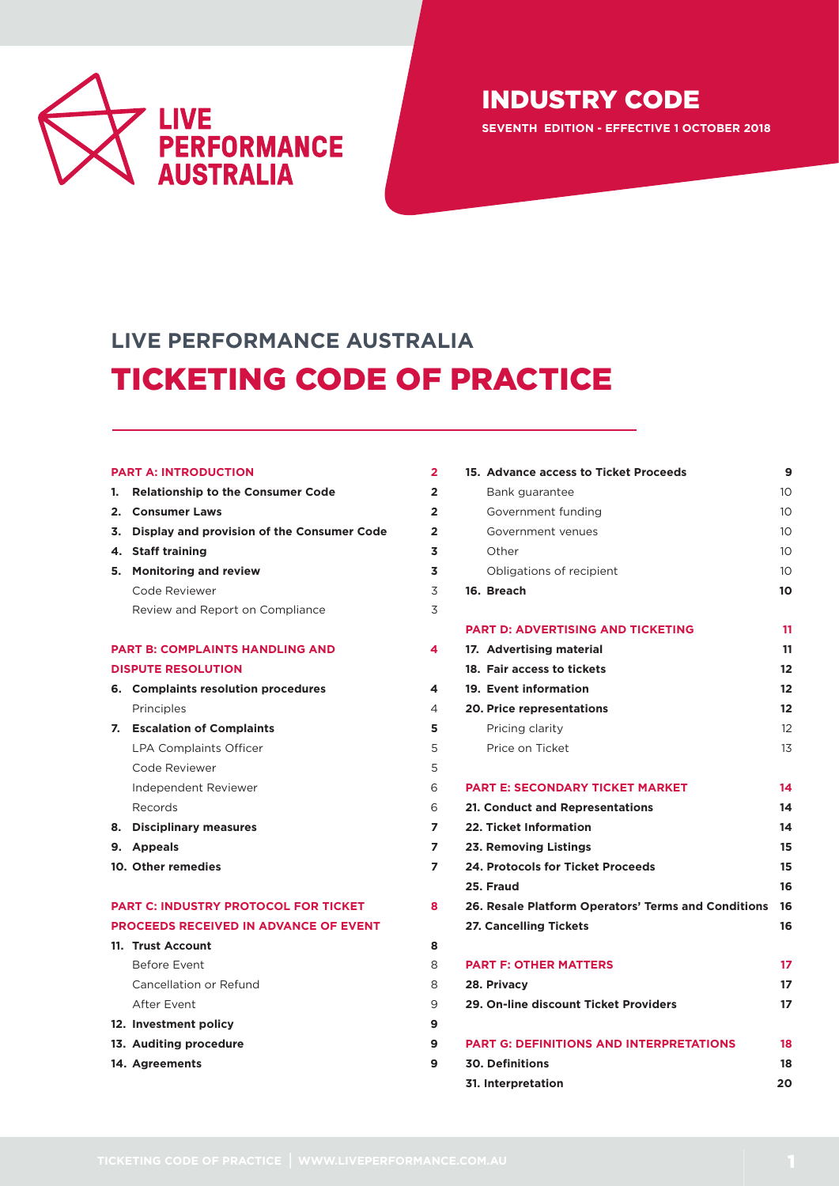LIVE PERFORMANCE AUSTRALIA

# INDUSTRY CODE

**SEVENTH EDITION - EFFECTIVE 1 OCTOBER 2018**

## LIVE PERFORMANCE AUSTRALIA

# TICKETING CODE OF PRACTICE

| | |
|---|---|
| **PART A: INTRODUCTION** | **2** |
| **1. Relationship to the Consumer Code** | **2** |
| **2. Consumer Laws** | **2** |
| **3. Display and provision of the Consumer Code** | **2** |
| **4. Staff training** | **3** |
| **5. Monitoring and review** | **3** |
| Code Reviewer | 3 |
| Review and Report on Compliance | 3 |
| **PART B: COMPLAINTS HANDLING AND DISPUTE RESOLUTION** | **4** |
| **6. Complaints resolution procedures** | **4** |
| Principles | 4 |
| **7. Escalation of Complaints** | **5** |
| LPA Complaints Officer | 5 |
| Code Reviewer | 5 |
| Independent Reviewer | 6 |
| Records | 6 |
| **8. Disciplinary measures** | **7** |
| **9. Appeals** | **7** |
| **10. Other remedies** | **7** |
| **PART C: INDUSTRY PROTOCOL FOR TICKET PROCEEDS RECEIVED IN ADVANCE OF EVENT** | **8** |
| **11. Trust Account** | **8** |
| Before Event | 8 |
| Cancellation or Refund | 8 |
| After Event | 9 |
| **12. Investment policy** | **9** |
| **13. Auditing procedure** | **9** |
| **14. Agreements** | **9** |
| **15. Advance access to Ticket Proceeds** | **9** |
| Bank guarantee | 10 |
| Government funding | 10 |
| Government venues | 10 |
| Other | 10 |
| Obligations of recipient | 10 |
| **16. Breach** | **10** |
| **PART D: ADVERTISING AND TICKETING** | **11** |
| **17. Advertising material** | **11** |
| **18. Fair access to tickets** | **12** |
| **19. Event information** | **12** |
| **20. Price representations** | **12** |
| Pricing clarity | 12 |
| Price on Ticket | 13 |
| **PART E: SECONDARY TICKET MARKET** | **14** |
| **21. Conduct and Representations** | **14** |
| **22. Ticket Information** | **14** |
| **23. Removing Listings** | **15** |
| **24. Protocols for Ticket Proceeds** | **15** |
| **25. Fraud** | **16** |
| **26. Resale Platform Operators' Terms and Conditions** | **16** |
| **27. Cancelling Tickets** | **16** |
| **PART F: OTHER MATTERS** | **17** |
| **28. Privacy** | **17** |
| **29. On-line discount Ticket Providers** | **17** |
| **PART G: DEFINITIONS AND INTERPRETATIONS** | **18** |
| **30. Definitions** | **18** |
| **31. Interpretation** | **20** |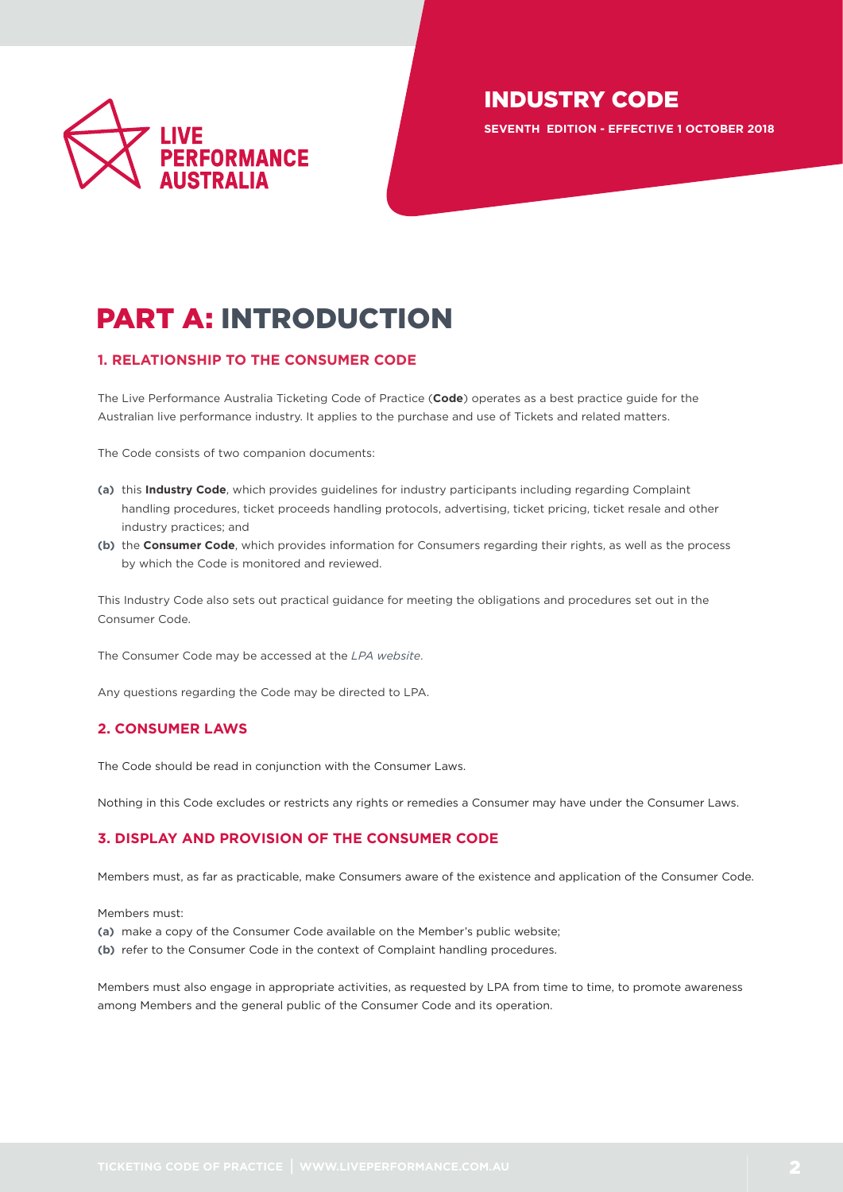# INDUSTRY CODE

**SEVENTH EDITION - EFFECTIVE 1 OCTOBER 2018**

# PART A: INTRODUCTION

## 1. RELATIONSHIP TO THE CONSUMER CODE

The Live Performance Australia Ticketing Code of Practice (**Code**) operates as a best practice guide for the Australian live performance industry. It applies to the purchase and use of Tickets and related matters.

The Code consists of two companion documents:

**(a)** this **Industry Code**, which provides guidelines for industry participants including regarding Complaint handling procedures, ticket proceeds handling protocols, advertising, ticket pricing, ticket resale and other industry practices; and

**(b)** the **Consumer Code**, which provides information for Consumers regarding their rights, as well as the process by which the Code is monitored and reviewed.

This Industry Code also sets out practical guidance for meeting the obligations and procedures set out in the Consumer Code.

The Consumer Code may be accessed at the *LPA website*.

Any questions regarding the Code may be directed to LPA.

## 2. CONSUMER LAWS

The Code should be read in conjunction with the Consumer Laws.

Nothing in this Code excludes or restricts any rights or remedies a Consumer may have under the Consumer Laws.

## 3. DISPLAY AND PROVISION OF THE CONSUMER CODE

Members must, as far as practicable, make Consumers aware of the existence and application of the Consumer Code.

Members must:

**(a)** make a copy of the Consumer Code available on the Member's public website;

**(b)** refer to the Consumer Code in the context of Complaint handling procedures.

Members must also engage in appropriate activities, as requested by LPA from time to time, to promote awareness among Members and the general public of the Consumer Code and its operation.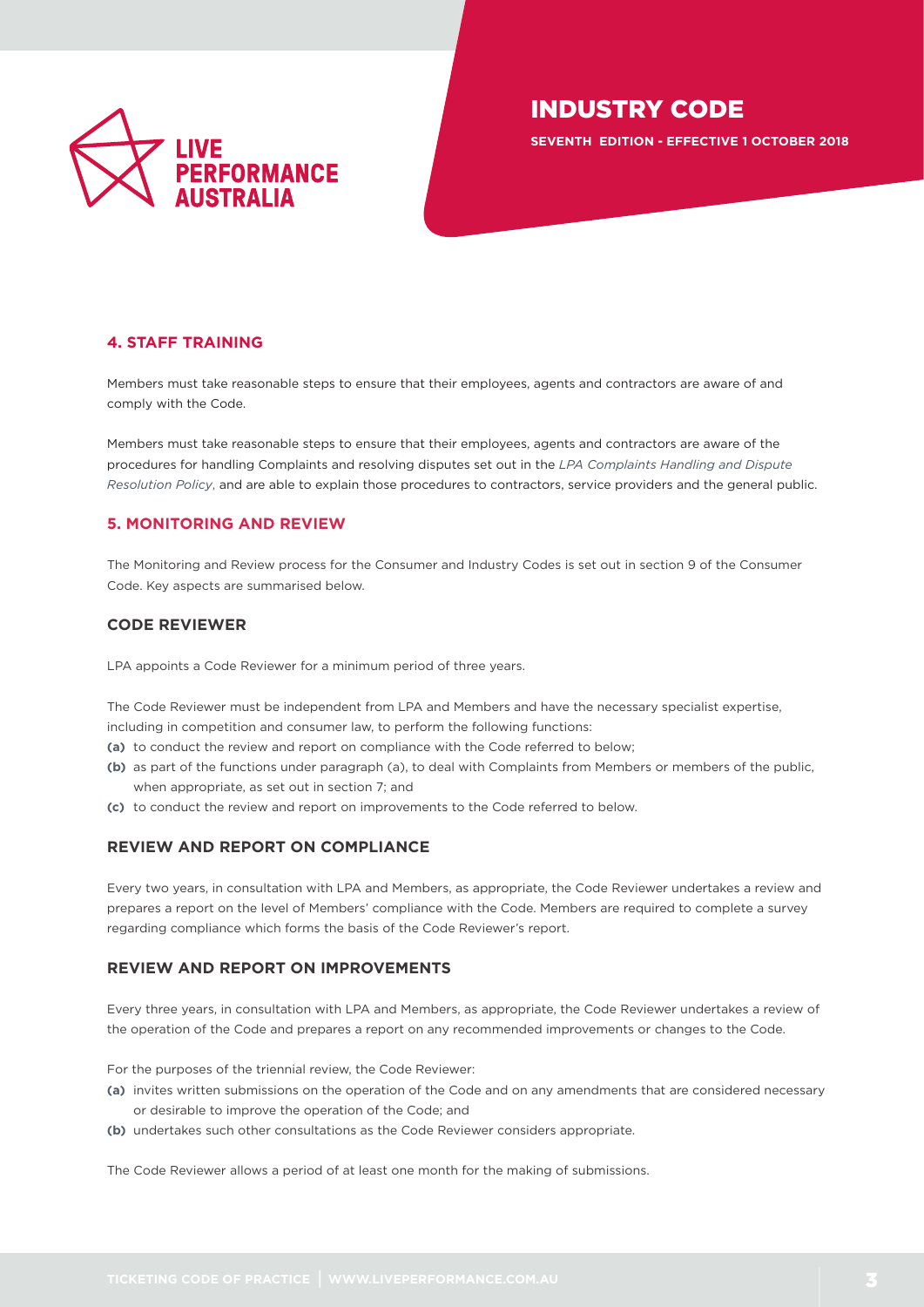## 4. STAFF TRAINING

Members must take reasonable steps to ensure that their employees, agents and contractors are aware of and comply with the Code.

Members must take reasonable steps to ensure that their employees, agents and contractors are aware of the procedures for handling Complaints and resolving disputes set out in the *LPA Complaints Handling and Dispute Resolution Policy*, and are able to explain those procedures to contractors, service providers and the general public.

## 5. MONITORING AND REVIEW

The Monitoring and Review process for the Consumer and Industry Codes is set out in section 9 of the Consumer Code. Key aspects are summarised below.

### CODE REVIEWER

LPA appoints a Code Reviewer for a minimum period of three years.

The Code Reviewer must be independent from LPA and Members and have the necessary specialist expertise, including in competition and consumer law, to perform the following functions:

- **(a)** to conduct the review and report on compliance with the Code referred to below;
- **(b)** as part of the functions under paragraph (a), to deal with Complaints from Members or members of the public, when appropriate, as set out in section 7; and
- **(c)** to conduct the review and report on improvements to the Code referred to below.

### REVIEW AND REPORT ON COMPLIANCE

Every two years, in consultation with LPA and Members, as appropriate, the Code Reviewer undertakes a review and prepares a report on the level of Members' compliance with the Code. Members are required to complete a survey regarding compliance which forms the basis of the Code Reviewer's report.

### REVIEW AND REPORT ON IMPROVEMENTS

Every three years, in consultation with LPA and Members, as appropriate, the Code Reviewer undertakes a review of the operation of the Code and prepares a report on any recommended improvements or changes to the Code.

For the purposes of the triennial review, the Code Reviewer:

- **(a)** invites written submissions on the operation of the Code and on any amendments that are considered necessary or desirable to improve the operation of the Code; and
- **(b)** undertakes such other consultations as the Code Reviewer considers appropriate.

The Code Reviewer allows a period of at least one month for the making of submissions.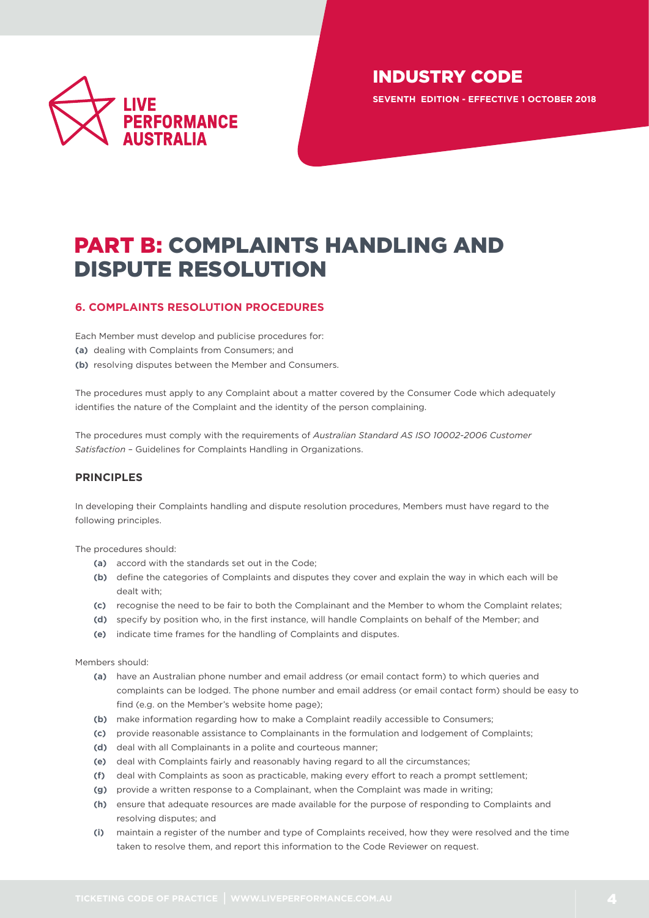# PART B: COMPLAINTS HANDLING AND DISPUTE RESOLUTION

## 6. COMPLAINTS RESOLUTION PROCEDURES

Each Member must develop and publicise procedures for:

**(a)** dealing with Complaints from Consumers; and

**(b)** resolving disputes between the Member and Consumers.

The procedures must apply to any Complaint about a matter covered by the Consumer Code which adequately identifies the nature of the Complaint and the identity of the person complaining.

The procedures must comply with the requirements of *Australian Standard AS ISO 10002-2006 Customer Satisfaction* – Guidelines for Complaints Handling in Organizations.

### PRINCIPLES

In developing their Complaints handling and dispute resolution procedures, Members must have regard to the following principles.

The procedures should:

**(a)** accord with the standards set out in the Code;

**(b)** define the categories of Complaints and disputes they cover and explain the way in which each will be dealt with;

**(c)** recognise the need to be fair to both the Complainant and the Member to whom the Complaint relates;

**(d)** specify by position who, in the first instance, will handle Complaints on behalf of the Member; and

**(e)** indicate time frames for the handling of Complaints and disputes.

Members should:

**(a)** have an Australian phone number and email address (or email contact form) to which queries and complaints can be lodged. The phone number and email address (or email contact form) should be easy to find (e.g. on the Member's website home page);

**(b)** make information regarding how to make a Complaint readily accessible to Consumers;

**(c)** provide reasonable assistance to Complainants in the formulation and lodgement of Complaints;

**(d)** deal with all Complainants in a polite and courteous manner;

**(e)** deal with Complaints fairly and reasonably having regard to all the circumstances;

**(f)** deal with Complaints as soon as practicable, making every effort to reach a prompt settlement;

**(g)** provide a written response to a Complainant, when the Complaint was made in writing;

**(h)** ensure that adequate resources are made available for the purpose of responding to Complaints and resolving disputes; and

**(i)** maintain a register of the number and type of Complaints received, how they were resolved and the time taken to resolve them, and report this information to the Code Reviewer on request.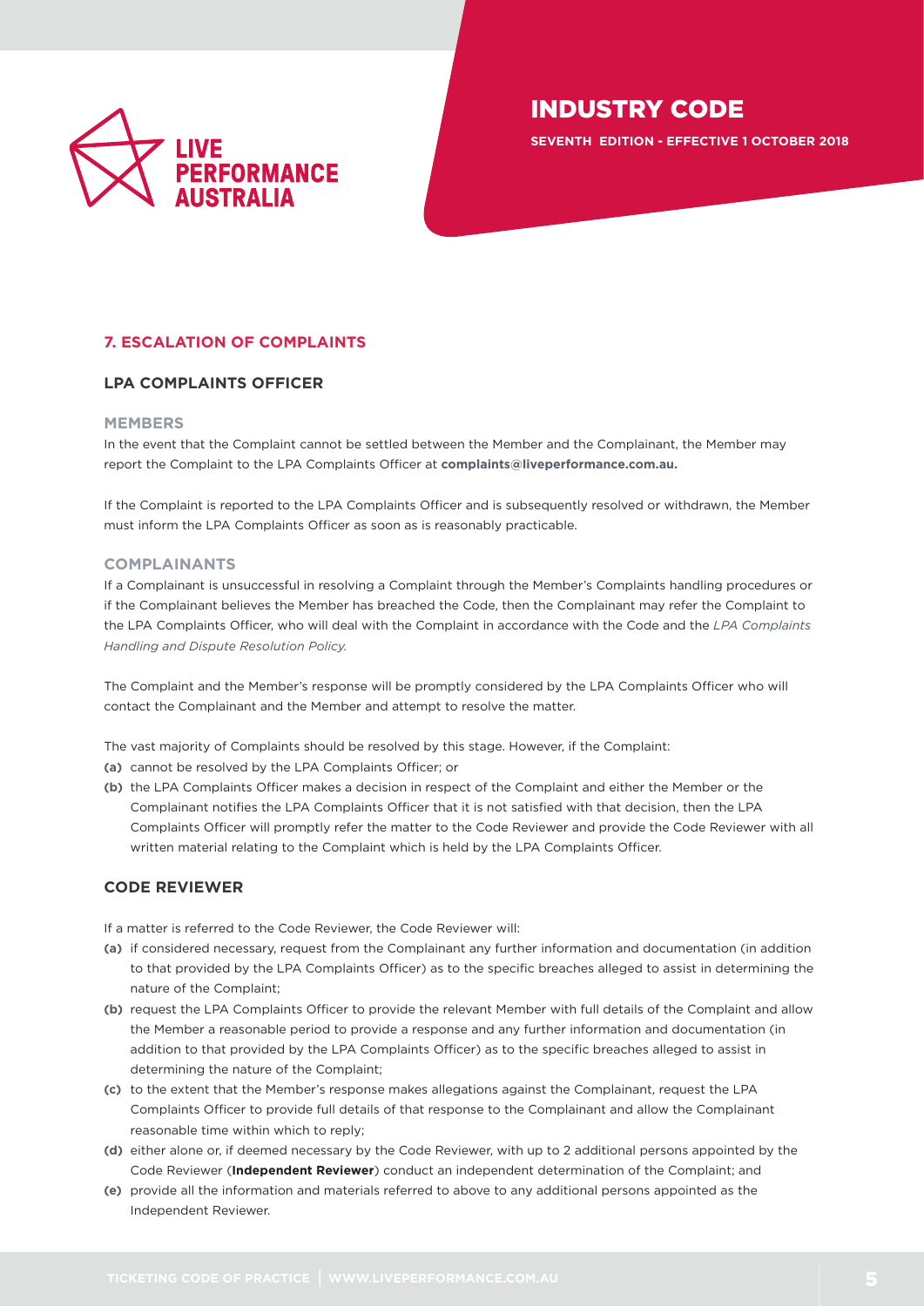## 7. ESCALATION OF COMPLAINTS

### LPA COMPLAINTS OFFICER

#### MEMBERS

In the event that the Complaint cannot be settled between the Member and the Complainant, the Member may report the Complaint to the LPA Complaints Officer at **complaints@liveperformance.com.au.**

If the Complaint is reported to the LPA Complaints Officer and is subsequently resolved or withdrawn, the Member must inform the LPA Complaints Officer as soon as is reasonably practicable.

#### COMPLAINANTS

If a Complainant is unsuccessful in resolving a Complaint through the Member's Complaints handling procedures or if the Complainant believes the Member has breached the Code, then the Complainant may refer the Complaint to the LPA Complaints Officer, who will deal with the Complaint in accordance with the Code and the *LPA Complaints Handling and Dispute Resolution Policy.*

The Complaint and the Member's response will be promptly considered by the LPA Complaints Officer who will contact the Complainant and the Member and attempt to resolve the matter.

The vast majority of Complaints should be resolved by this stage. However, if the Complaint:

- **(a)** cannot be resolved by the LPA Complaints Officer; or
- **(b)** the LPA Complaints Officer makes a decision in respect of the Complaint and either the Member or the Complainant notifies the LPA Complaints Officer that it is not satisfied with that decision, then the LPA Complaints Officer will promptly refer the matter to the Code Reviewer and provide the Code Reviewer with all written material relating to the Complaint which is held by the LPA Complaints Officer.

### CODE REVIEWER

If a matter is referred to the Code Reviewer, the Code Reviewer will:

- **(a)** if considered necessary, request from the Complainant any further information and documentation (in addition to that provided by the LPA Complaints Officer) as to the specific breaches alleged to assist in determining the nature of the Complaint;
- **(b)** request the LPA Complaints Officer to provide the relevant Member with full details of the Complaint and allow the Member a reasonable period to provide a response and any further information and documentation (in addition to that provided by the LPA Complaints Officer) as to the specific breaches alleged to assist in determining the nature of the Complaint;
- **(c)** to the extent that the Member's response makes allegations against the Complainant, request the LPA Complaints Officer to provide full details of that response to the Complainant and allow the Complainant reasonable time within which to reply;
- **(d)** either alone or, if deemed necessary by the Code Reviewer, with up to 2 additional persons appointed by the Code Reviewer (**Independent Reviewer**) conduct an independent determination of the Complaint; and
- **(e)** provide all the information and materials referred to above to any additional persons appointed as the Independent Reviewer.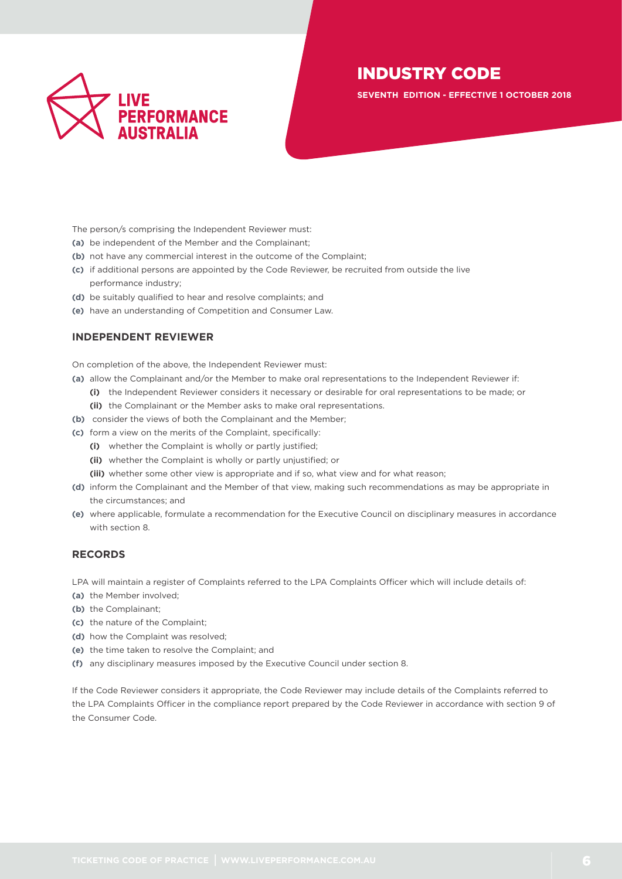The person/s comprising the Independent Reviewer must:

**(a)** be independent of the Member and the Complainant;

**(b)** not have any commercial interest in the outcome of the Complaint;

**(c)** if additional persons are appointed by the Code Reviewer, be recruited from outside the live performance industry;

**(d)** be suitably qualified to hear and resolve complaints; and

**(e)** have an understanding of Competition and Consumer Law.

## INDEPENDENT REVIEWER

On completion of the above, the Independent Reviewer must:

**(a)** allow the Complainant and/or the Member to make oral representations to the Independent Reviewer if:

  **(i)** the Independent Reviewer considers it necessary or desirable for oral representations to be made; or

  **(ii)** the Complainant or the Member asks to make oral representations.

**(b)** consider the views of both the Complainant and the Member;

**(c)** form a view on the merits of the Complaint, specifically:

  **(i)** whether the Complaint is wholly or partly justified;

  **(ii)** whether the Complaint is wholly or partly unjustified; or

  **(iii)** whether some other view is appropriate and if so, what view and for what reason;

**(d)** inform the Complainant and the Member of that view, making such recommendations as may be appropriate in the circumstances; and

**(e)** where applicable, formulate a recommendation for the Executive Council on disciplinary measures in accordance with section 8.

## RECORDS

LPA will maintain a register of Complaints referred to the LPA Complaints Officer which will include details of:

**(a)** the Member involved;

**(b)** the Complainant;

**(c)** the nature of the Complaint;

**(d)** how the Complaint was resolved;

**(e)** the time taken to resolve the Complaint; and

**(f)** any disciplinary measures imposed by the Executive Council under section 8.

If the Code Reviewer considers it appropriate, the Code Reviewer may include details of the Complaints referred to the LPA Complaints Officer in the compliance report prepared by the Code Reviewer in accordance with section 9 of the Consumer Code.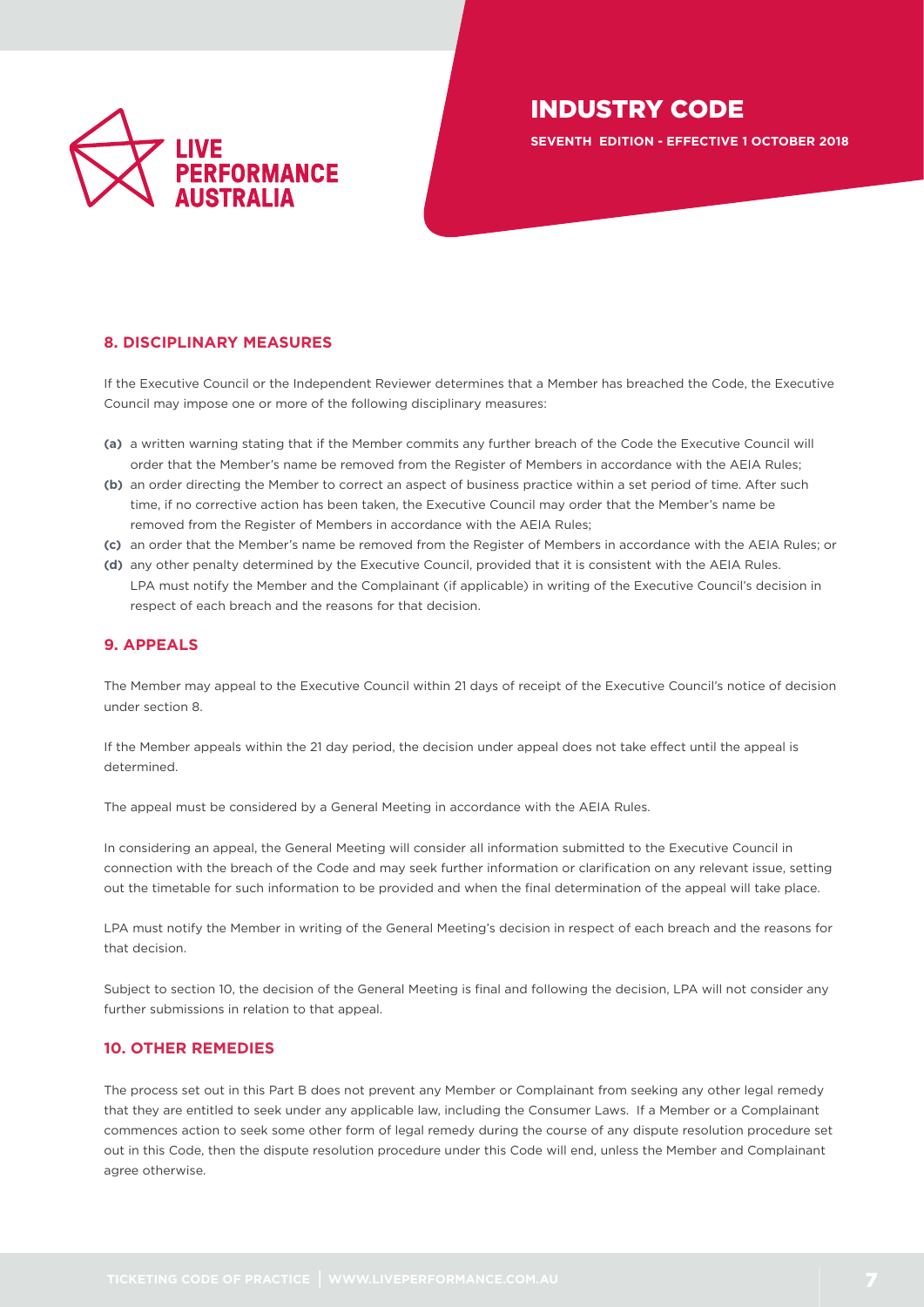## 8. DISCIPLINARY MEASURES

If the Executive Council or the Independent Reviewer determines that a Member has breached the Code, the Executive Council may impose one or more of the following disciplinary measures:

**(a)** a written warning stating that if the Member commits any further breach of the Code the Executive Council will order that the Member's name be removed from the Register of Members in accordance with the AEIA Rules;

**(b)** an order directing the Member to correct an aspect of business practice within a set period of time. After such time, if no corrective action has been taken, the Executive Council may order that the Member's name be removed from the Register of Members in accordance with the AEIA Rules;

**(c)** an order that the Member's name be removed from the Register of Members in accordance with the AEIA Rules; or

**(d)** any other penalty determined by the Executive Council, provided that it is consistent with the AEIA Rules.

LPA must notify the Member and the Complainant (if applicable) in writing of the Executive Council's decision in respect of each breach and the reasons for that decision.

## 9. APPEALS

The Member may appeal to the Executive Council within 21 days of receipt of the Executive Council's notice of decision under section 8.

If the Member appeals within the 21 day period, the decision under appeal does not take effect until the appeal is determined.

The appeal must be considered by a General Meeting in accordance with the AEIA Rules.

In considering an appeal, the General Meeting will consider all information submitted to the Executive Council in connection with the breach of the Code and may seek further information or clarification on any relevant issue, setting out the timetable for such information to be provided and when the final determination of the appeal will take place.

LPA must notify the Member in writing of the General Meeting's decision in respect of each breach and the reasons for that decision.

Subject to section 10, the decision of the General Meeting is final and following the decision, LPA will not consider any further submissions in relation to that appeal.

## 10. OTHER REMEDIES

The process set out in this Part B does not prevent any Member or Complainant from seeking any other legal remedy that they are entitled to seek under any applicable law, including the Consumer Laws. If a Member or a Complainant commences action to seek some other form of legal remedy during the course of any dispute resolution procedure set out in this Code, then the dispute resolution procedure under this Code will end, unless the Member and Complainant agree otherwise.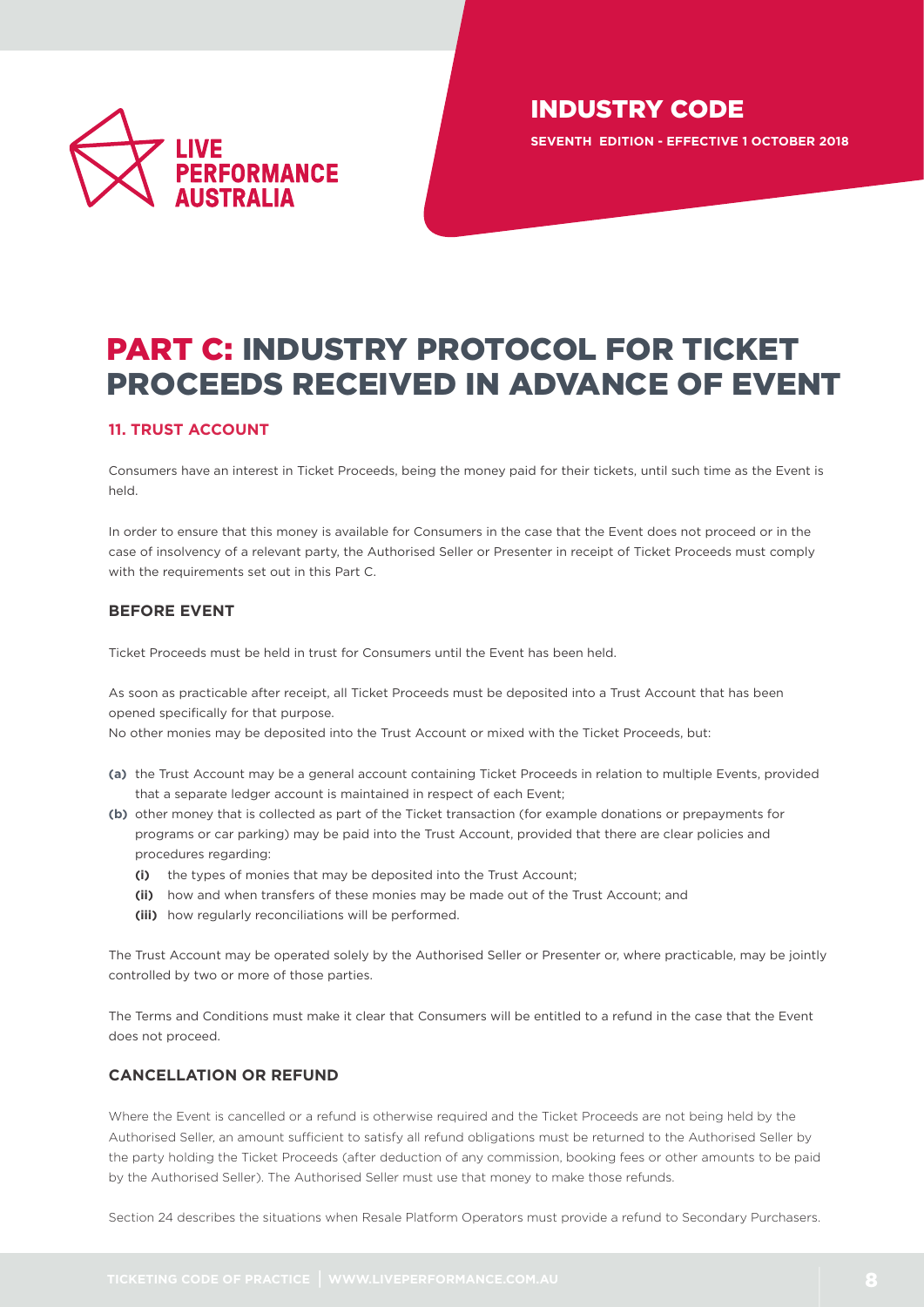# PART C: INDUSTRY PROTOCOL FOR TICKET PROCEEDS RECEIVED IN ADVANCE OF EVENT

## 11. TRUST ACCOUNT

Consumers have an interest in Ticket Proceeds, being the money paid for their tickets, until such time as the Event is held.

In order to ensure that this money is available for Consumers in the case that the Event does not proceed or in the case of insolvency of a relevant party, the Authorised Seller or Presenter in receipt of Ticket Proceeds must comply with the requirements set out in this Part C.

### BEFORE EVENT

Ticket Proceeds must be held in trust for Consumers until the Event has been held.

As soon as practicable after receipt, all Ticket Proceeds must be deposited into a Trust Account that has been opened specifically for that purpose.
No other monies may be deposited into the Trust Account or mixed with the Ticket Proceeds, but:

- **(a)** the Trust Account may be a general account containing Ticket Proceeds in relation to multiple Events, provided that a separate ledger account is maintained in respect of each Event;
- **(b)** other money that is collected as part of the Ticket transaction (for example donations or prepayments for programs or car parking) may be paid into the Trust Account, provided that there are clear policies and procedures regarding:
    - **(i)** the types of monies that may be deposited into the Trust Account;
    - **(ii)** how and when transfers of these monies may be made out of the Trust Account; and
    - **(iii)** how regularly reconciliations will be performed.

The Trust Account may be operated solely by the Authorised Seller or Presenter or, where practicable, may be jointly controlled by two or more of those parties.

The Terms and Conditions must make it clear that Consumers will be entitled to a refund in the case that the Event does not proceed.

### CANCELLATION OR REFUND

Where the Event is cancelled or a refund is otherwise required and the Ticket Proceeds are not being held by the Authorised Seller, an amount sufficient to satisfy all refund obligations must be returned to the Authorised Seller by the party holding the Ticket Proceeds (after deduction of any commission, booking fees or other amounts to be paid by the Authorised Seller). The Authorised Seller must use that money to make those refunds.

Section 24 describes the situations when Resale Platform Operators must provide a refund to Secondary Purchasers.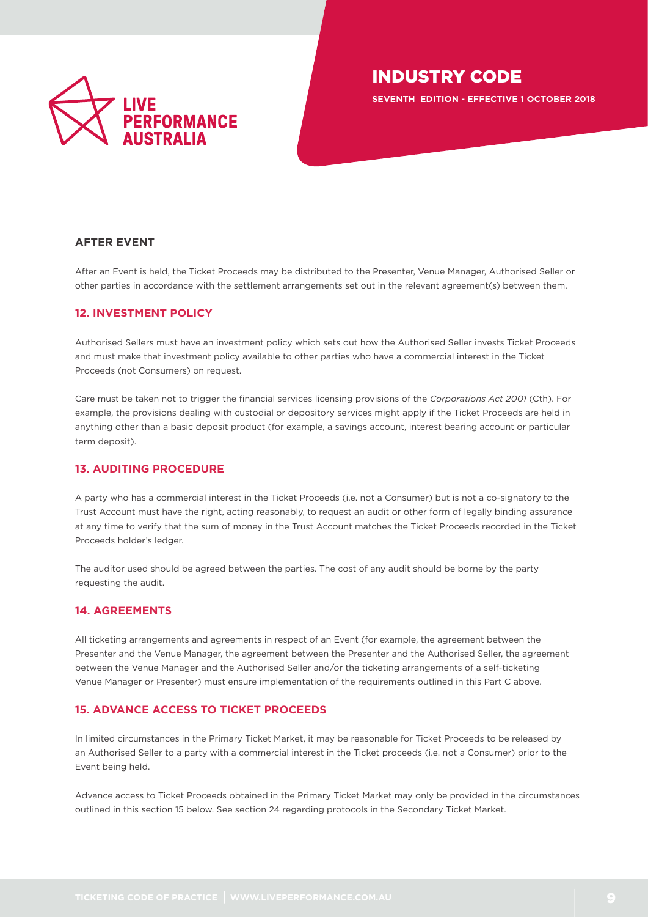### AFTER EVENT

After an Event is held, the Ticket Proceeds may be distributed to the Presenter, Venue Manager, Authorised Seller or other parties in accordance with the settlement arrangements set out in the relevant agreement(s) between them.

### 12. INVESTMENT POLICY

Authorised Sellers must have an investment policy which sets out how the Authorised Seller invests Ticket Proceeds and must make that investment policy available to other parties who have a commercial interest in the Ticket Proceeds (not Consumers) on request.

Care must be taken not to trigger the financial services licensing provisions of the *Corporations Act 2001* (Cth). For example, the provisions dealing with custodial or depository services might apply if the Ticket Proceeds are held in anything other than a basic deposit product (for example, a savings account, interest bearing account or particular term deposit).

### 13. AUDITING PROCEDURE

A party who has a commercial interest in the Ticket Proceeds (i.e. not a Consumer) but is not a co-signatory to the Trust Account must have the right, acting reasonably, to request an audit or other form of legally binding assurance at any time to verify that the sum of money in the Trust Account matches the Ticket Proceeds recorded in the Ticket Proceeds holder's ledger.

The auditor used should be agreed between the parties. The cost of any audit should be borne by the party requesting the audit.

### 14. AGREEMENTS

All ticketing arrangements and agreements in respect of an Event (for example, the agreement between the Presenter and the Venue Manager, the agreement between the Presenter and the Authorised Seller, the agreement between the Venue Manager and the Authorised Seller and/or the ticketing arrangements of a self-ticketing Venue Manager or Presenter) must ensure implementation of the requirements outlined in this Part C above.

### 15. ADVANCE ACCESS TO TICKET PROCEEDS

In limited circumstances in the Primary Ticket Market, it may be reasonable for Ticket Proceeds to be released by an Authorised Seller to a party with a commercial interest in the Ticket proceeds (i.e. not a Consumer) prior to the Event being held.

Advance access to Ticket Proceeds obtained in the Primary Ticket Market may only be provided in the circumstances outlined in this section 15 below. See section 24 regarding protocols in the Secondary Ticket Market.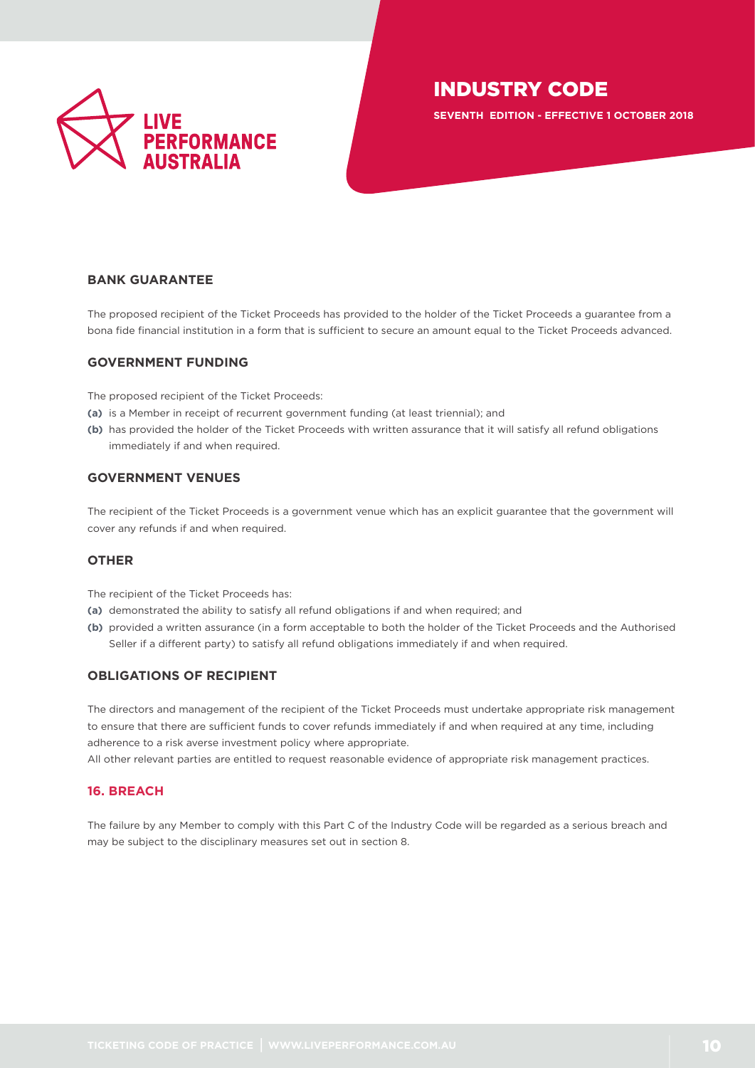### BANK GUARANTEE

The proposed recipient of the Ticket Proceeds has provided to the holder of the Ticket Proceeds a guarantee from a bona fide financial institution in a form that is sufficient to secure an amount equal to the Ticket Proceeds advanced.

### GOVERNMENT FUNDING

The proposed recipient of the Ticket Proceeds:

**(a)** is a Member in receipt of recurrent government funding (at least triennial); and

**(b)** has provided the holder of the Ticket Proceeds with written assurance that it will satisfy all refund obligations immediately if and when required.

### GOVERNMENT VENUES

The recipient of the Ticket Proceeds is a government venue which has an explicit guarantee that the government will cover any refunds if and when required.

### OTHER

The recipient of the Ticket Proceeds has:

**(a)** demonstrated the ability to satisfy all refund obligations if and when required; and

**(b)** provided a written assurance (in a form acceptable to both the holder of the Ticket Proceeds and the Authorised Seller if a different party) to satisfy all refund obligations immediately if and when required.

### OBLIGATIONS OF RECIPIENT

The directors and management of the recipient of the Ticket Proceeds must undertake appropriate risk management to ensure that there are sufficient funds to cover refunds immediately if and when required at any time, including adherence to a risk averse investment policy where appropriate.

All other relevant parties are entitled to request reasonable evidence of appropriate risk management practices.

## 16. BREACH

The failure by any Member to comply with this Part C of the Industry Code will be regarded as a serious breach and may be subject to the disciplinary measures set out in section 8.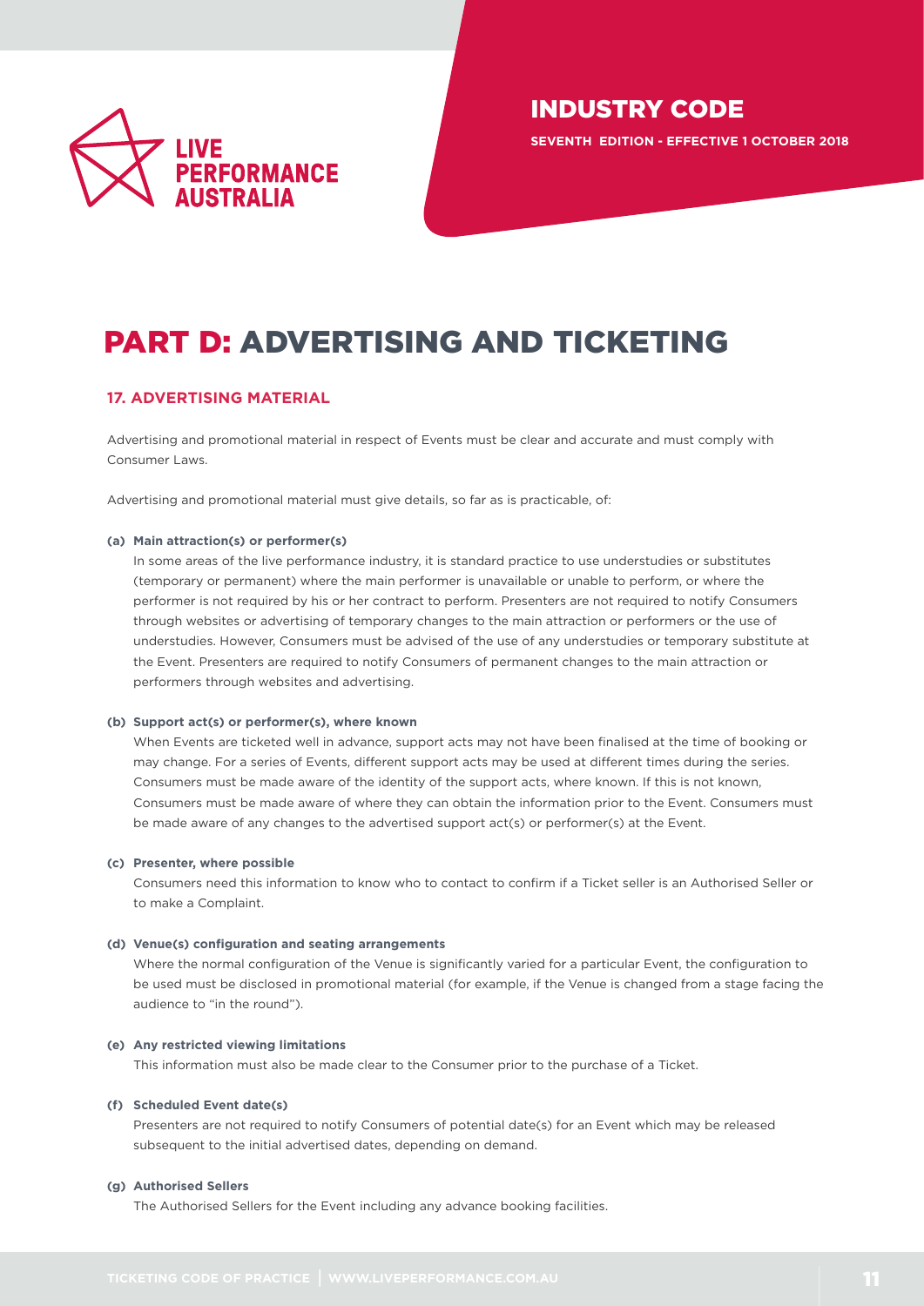# PART D: ADVERTISING AND TICKETING

## 17. ADVERTISING MATERIAL

Advertising and promotional material in respect of Events must be clear and accurate and must comply with Consumer Laws.

Advertising and promotional material must give details, so far as is practicable, of:

**(a) Main attraction(s) or performer(s)**

In some areas of the live performance industry, it is standard practice to use understudies or substitutes (temporary or permanent) where the main performer is unavailable or unable to perform, or where the performer is not required by his or her contract to perform. Presenters are not required to notify Consumers through websites or advertising of temporary changes to the main attraction or performers or the use of understudies. However, Consumers must be advised of the use of any understudies or temporary substitute at the Event. Presenters are required to notify Consumers of permanent changes to the main attraction or performers through websites and advertising.

**(b) Support act(s) or performer(s), where known**

When Events are ticketed well in advance, support acts may not have been finalised at the time of booking or may change. For a series of Events, different support acts may be used at different times during the series. Consumers must be made aware of the identity of the support acts, where known. If this is not known, Consumers must be made aware of where they can obtain the information prior to the Event. Consumers must be made aware of any changes to the advertised support act(s) or performer(s) at the Event.

**(c) Presenter, where possible**

Consumers need this information to know who to contact to confirm if a Ticket seller is an Authorised Seller or to make a Complaint.

**(d) Venue(s) configuration and seating arrangements**

Where the normal configuration of the Venue is significantly varied for a particular Event, the configuration to be used must be disclosed in promotional material (for example, if the Venue is changed from a stage facing the audience to "in the round").

**(e) Any restricted viewing limitations**

This information must also be made clear to the Consumer prior to the purchase of a Ticket.

**(f) Scheduled Event date(s)**

Presenters are not required to notify Consumers of potential date(s) for an Event which may be released subsequent to the initial advertised dates, depending on demand.

**(g) Authorised Sellers**

The Authorised Sellers for the Event including any advance booking facilities.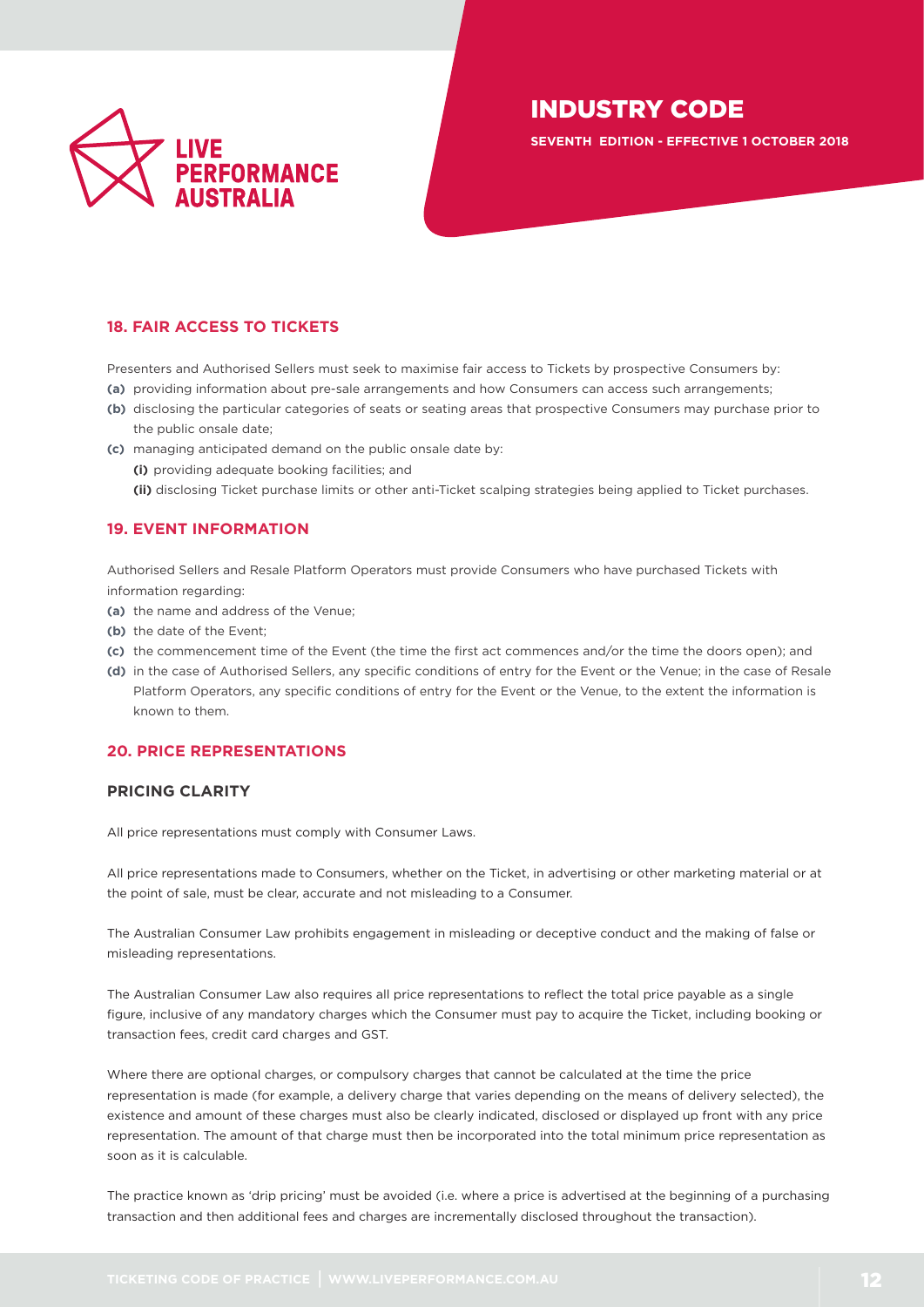## 18. FAIR ACCESS TO TICKETS

Presenters and Authorised Sellers must seek to maximise fair access to Tickets by prospective Consumers by:

**(a)** providing information about pre-sale arrangements and how Consumers can access such arrangements;

**(b)** disclosing the particular categories of seats or seating areas that prospective Consumers may purchase prior to the public onsale date;

**(c)** managing anticipated demand on the public onsale date by:

  **(i)** providing adequate booking facilities; and

  **(ii)** disclosing Ticket purchase limits or other anti-Ticket scalping strategies being applied to Ticket purchases.

## 19. EVENT INFORMATION

Authorised Sellers and Resale Platform Operators must provide Consumers who have purchased Tickets with information regarding:

**(a)** the name and address of the Venue;

**(b)** the date of the Event;

**(c)** the commencement time of the Event (the time the first act commences and/or the time the doors open); and

**(d)** in the case of Authorised Sellers, any specific conditions of entry for the Event or the Venue; in the case of Resale Platform Operators, any specific conditions of entry for the Event or the Venue, to the extent the information is known to them.

## 20. PRICE REPRESENTATIONS

### PRICING CLARITY

All price representations must comply with Consumer Laws.

All price representations made to Consumers, whether on the Ticket, in advertising or other marketing material or at the point of sale, must be clear, accurate and not misleading to a Consumer.

The Australian Consumer Law prohibits engagement in misleading or deceptive conduct and the making of false or misleading representations.

The Australian Consumer Law also requires all price representations to reflect the total price payable as a single figure, inclusive of any mandatory charges which the Consumer must pay to acquire the Ticket, including booking or transaction fees, credit card charges and GST.

Where there are optional charges, or compulsory charges that cannot be calculated at the time the price representation is made (for example, a delivery charge that varies depending on the means of delivery selected), the existence and amount of these charges must also be clearly indicated, disclosed or displayed up front with any price representation. The amount of that charge must then be incorporated into the total minimum price representation as soon as it is calculable.

The practice known as 'drip pricing' must be avoided (i.e. where a price is advertised at the beginning of a purchasing transaction and then additional fees and charges are incrementally disclosed throughout the transaction).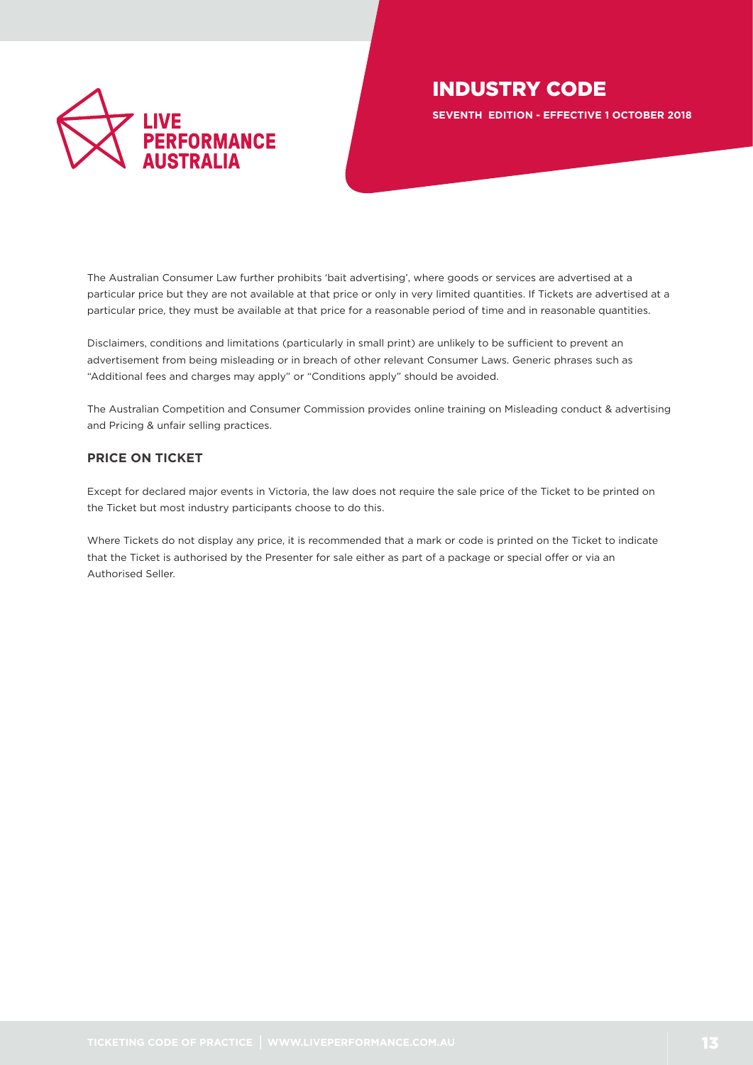The Australian Consumer Law further prohibits 'bait advertising', where goods or services are advertised at a particular price but they are not available at that price or only in very limited quantities. If Tickets are advertised at a particular price, they must be available at that price for a reasonable period of time and in reasonable quantities.

Disclaimers, conditions and limitations (particularly in small print) are unlikely to be sufficient to prevent an advertisement from being misleading or in breach of other relevant Consumer Laws. Generic phrases such as "Additional fees and charges may apply" or "Conditions apply" should be avoided.

The Australian Competition and Consumer Commission provides online training on Misleading conduct & advertising and Pricing & unfair selling practices.

### PRICE ON TICKET

Except for declared major events in Victoria, the law does not require the sale price of the Ticket to be printed on the Ticket but most industry participants choose to do this.

Where Tickets do not display any price, it is recommended that a mark or code is printed on the Ticket to indicate that the Ticket is authorised by the Presenter for sale either as part of a package or special offer or via an Authorised Seller.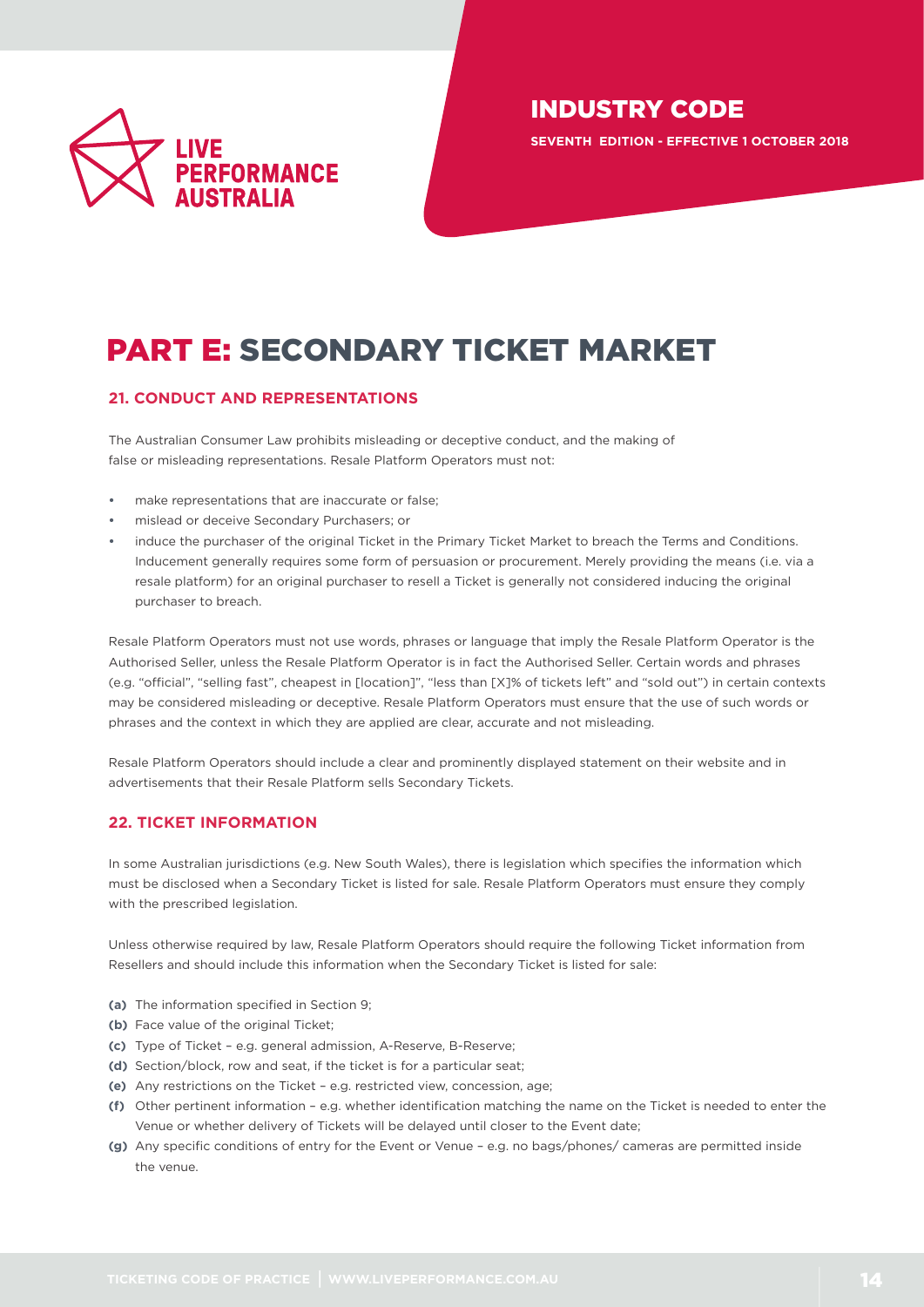# PART E: SECONDARY TICKET MARKET

### 21. CONDUCT AND REPRESENTATIONS

The Australian Consumer Law prohibits misleading or deceptive conduct, and the making of false or misleading representations. Resale Platform Operators must not:

- make representations that are inaccurate or false;
- mislead or deceive Secondary Purchasers; or
- induce the purchaser of the original Ticket in the Primary Ticket Market to breach the Terms and Conditions. Inducement generally requires some form of persuasion or procurement. Merely providing the means (i.e. via a resale platform) for an original purchaser to resell a Ticket is generally not considered inducing the original purchaser to breach.

Resale Platform Operators must not use words, phrases or language that imply the Resale Platform Operator is the Authorised Seller, unless the Resale Platform Operator is in fact the Authorised Seller. Certain words and phrases (e.g. "official", "selling fast", cheapest in [location]", "less than [X]% of tickets left" and "sold out") in certain contexts may be considered misleading or deceptive. Resale Platform Operators must ensure that the use of such words or phrases and the context in which they are applied are clear, accurate and not misleading.

Resale Platform Operators should include a clear and prominently displayed statement on their website and in advertisements that their Resale Platform sells Secondary Tickets.

### 22. TICKET INFORMATION

In some Australian jurisdictions (e.g. New South Wales), there is legislation which specifies the information which must be disclosed when a Secondary Ticket is listed for sale. Resale Platform Operators must ensure they comply with the prescribed legislation.

Unless otherwise required by law, Resale Platform Operators should require the following Ticket information from Resellers and should include this information when the Secondary Ticket is listed for sale:

**(a)** The information specified in Section 9;
**(b)** Face value of the original Ticket;
**(c)** Type of Ticket – e.g. general admission, A-Reserve, B-Reserve;
**(d)** Section/block, row and seat, if the ticket is for a particular seat;
**(e)** Any restrictions on the Ticket – e.g. restricted view, concession, age;
**(f)** Other pertinent information – e.g. whether identification matching the name on the Ticket is needed to enter the Venue or whether delivery of Tickets will be delayed until closer to the Event date;
**(g)** Any specific conditions of entry for the Event or Venue – e.g. no bags/phones/ cameras are permitted inside the venue.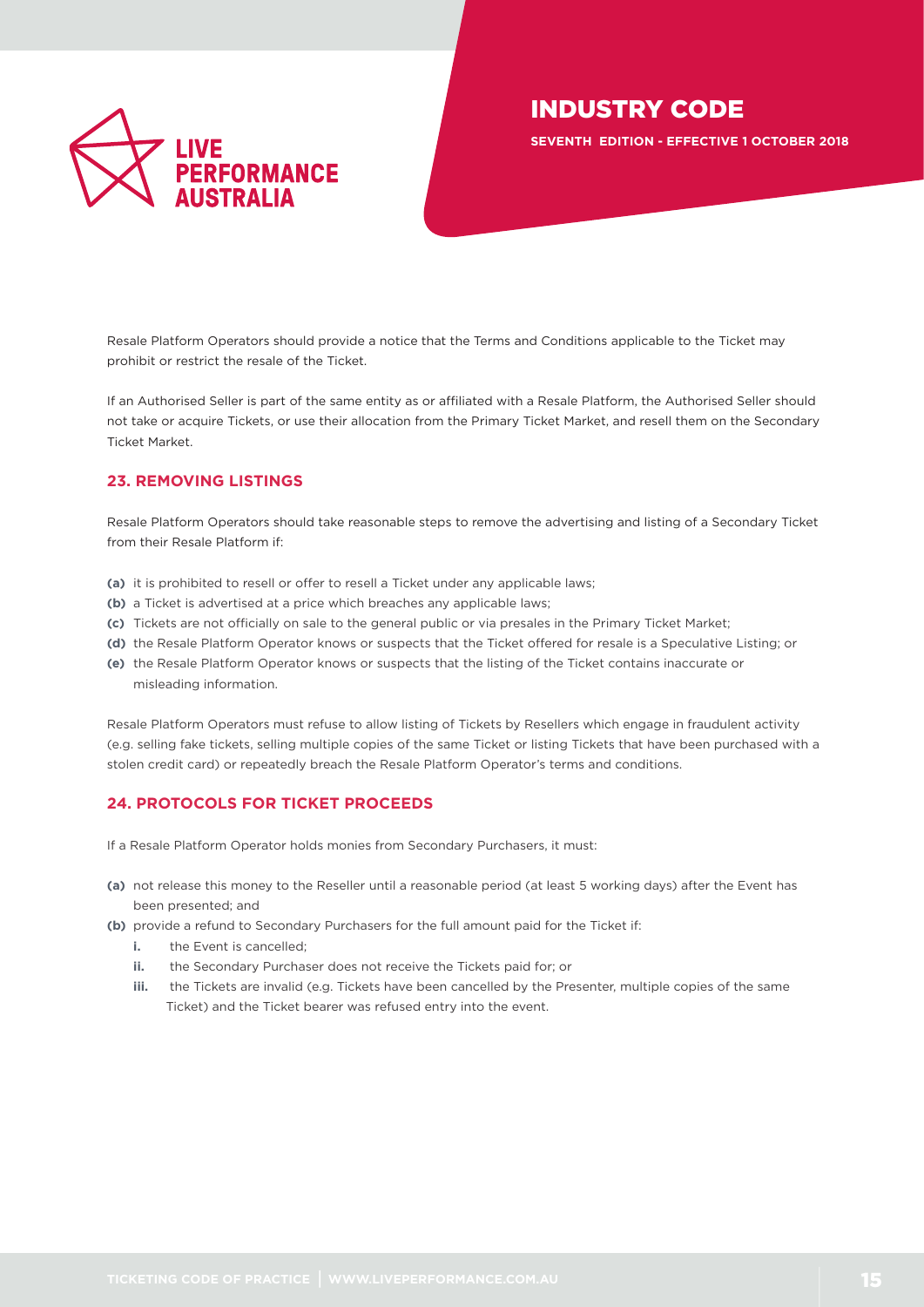Resale Platform Operators should provide a notice that the Terms and Conditions applicable to the Ticket may prohibit or restrict the resale of the Ticket.

If an Authorised Seller is part of the same entity as or affiliated with a Resale Platform, the Authorised Seller should not take or acquire Tickets, or use their allocation from the Primary Ticket Market, and resell them on the Secondary Ticket Market.

## 23. REMOVING LISTINGS

Resale Platform Operators should take reasonable steps to remove the advertising and listing of a Secondary Ticket from their Resale Platform if:

- **(a)** it is prohibited to resell or offer to resell a Ticket under any applicable laws;
- **(b)** a Ticket is advertised at a price which breaches any applicable laws;
- **(c)** Tickets are not officially on sale to the general public or via presales in the Primary Ticket Market;
- **(d)** the Resale Platform Operator knows or suspects that the Ticket offered for resale is a Speculative Listing; or
- **(e)** the Resale Platform Operator knows or suspects that the listing of the Ticket contains inaccurate or misleading information.

Resale Platform Operators must refuse to allow listing of Tickets by Resellers which engage in fraudulent activity (e.g. selling fake tickets, selling multiple copies of the same Ticket or listing Tickets that have been purchased with a stolen credit card) or repeatedly breach the Resale Platform Operator's terms and conditions.

## 24. PROTOCOLS FOR TICKET PROCEEDS

If a Resale Platform Operator holds monies from Secondary Purchasers, it must:

- **(a)** not release this money to the Reseller until a reasonable period (at least 5 working days) after the Event has been presented; and
- **(b)** provide a refund to Secondary Purchasers for the full amount paid for the Ticket if:
  - **i.** the Event is cancelled;
  - **ii.** the Secondary Purchaser does not receive the Tickets paid for; or
  - **iii.** the Tickets are invalid (e.g. Tickets have been cancelled by the Presenter, multiple copies of the same Ticket) and the Ticket bearer was refused entry into the event.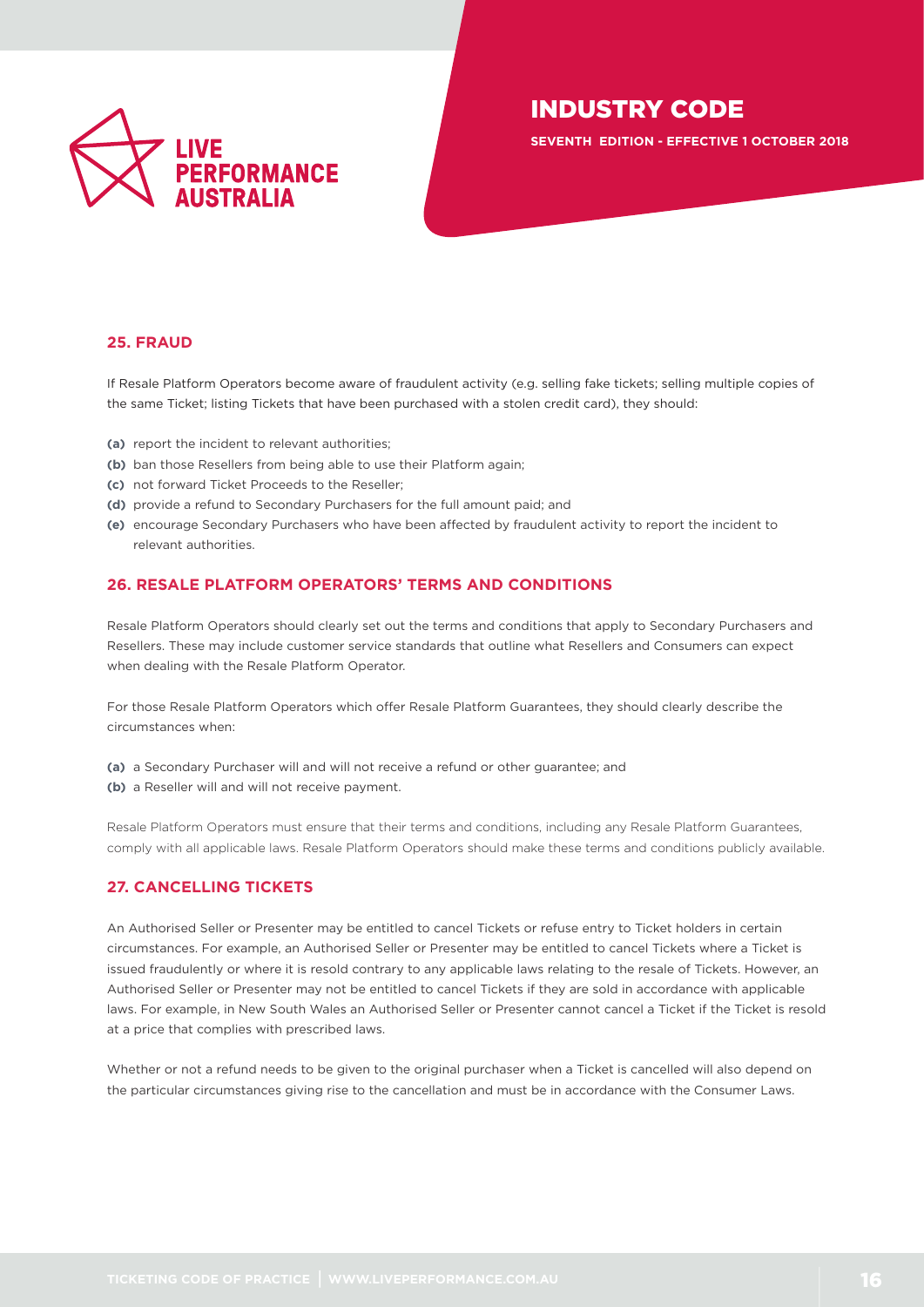## 25. FRAUD

If Resale Platform Operators become aware of fraudulent activity (e.g. selling fake tickets; selling multiple copies of the same Ticket; listing Tickets that have been purchased with a stolen credit card), they should:

**(a)** report the incident to relevant authorities;

**(b)** ban those Resellers from being able to use their Platform again;

**(c)** not forward Ticket Proceeds to the Reseller;

**(d)** provide a refund to Secondary Purchasers for the full amount paid; and

**(e)** encourage Secondary Purchasers who have been affected by fraudulent activity to report the incident to relevant authorities.

## 26. RESALE PLATFORM OPERATORS' TERMS AND CONDITIONS

Resale Platform Operators should clearly set out the terms and conditions that apply to Secondary Purchasers and Resellers. These may include customer service standards that outline what Resellers and Consumers can expect when dealing with the Resale Platform Operator.

For those Resale Platform Operators which offer Resale Platform Guarantees, they should clearly describe the circumstances when:

**(a)** a Secondary Purchaser will and will not receive a refund or other guarantee; and

**(b)** a Reseller will and will not receive payment.

Resale Platform Operators must ensure that their terms and conditions, including any Resale Platform Guarantees, comply with all applicable laws. Resale Platform Operators should make these terms and conditions publicly available.

## 27. CANCELLING TICKETS

An Authorised Seller or Presenter may be entitled to cancel Tickets or refuse entry to Ticket holders in certain circumstances. For example, an Authorised Seller or Presenter may be entitled to cancel Tickets where a Ticket is issued fraudulently or where it is resold contrary to any applicable laws relating to the resale of Tickets. However, an Authorised Seller or Presenter may not be entitled to cancel Tickets if they are sold in accordance with applicable laws. For example, in New South Wales an Authorised Seller or Presenter cannot cancel a Ticket if the Ticket is resold at a price that complies with prescribed laws.

Whether or not a refund needs to be given to the original purchaser when a Ticket is cancelled will also depend on the particular circumstances giving rise to the cancellation and must be in accordance with the Consumer Laws.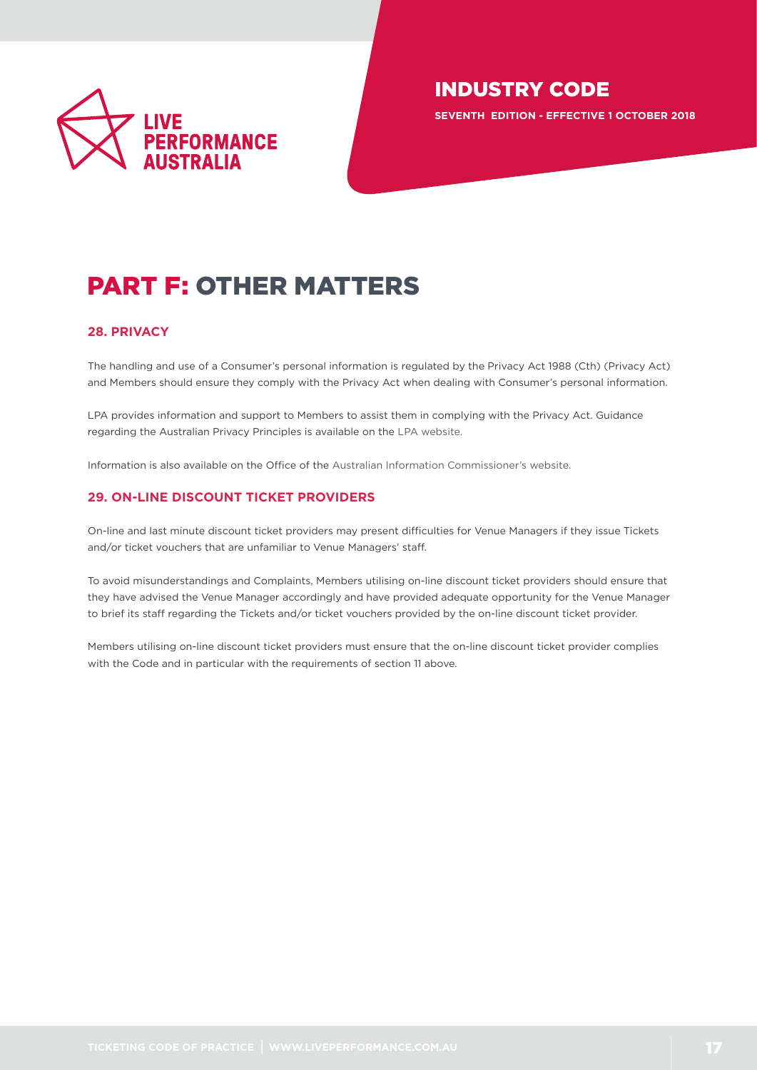# PART F: OTHER MATTERS

### 28. PRIVACY

The handling and use of a Consumer's personal information is regulated by the Privacy Act 1988 (Cth) (Privacy Act) and Members should ensure they comply with the Privacy Act when dealing with Consumer's personal information.

LPA provides information and support to Members to assist them in complying with the Privacy Act. Guidance regarding the Australian Privacy Principles is available on the LPA website.

Information is also available on the Office of the Australian Information Commissioner's website.

### 29. ON-LINE DISCOUNT TICKET PROVIDERS

On-line and last minute discount ticket providers may present difficulties for Venue Managers if they issue Tickets and/or ticket vouchers that are unfamiliar to Venue Managers' staff.

To avoid misunderstandings and Complaints, Members utilising on-line discount ticket providers should ensure that they have advised the Venue Manager accordingly and have provided adequate opportunity for the Venue Manager to brief its staff regarding the Tickets and/or ticket vouchers provided by the on-line discount ticket provider.

Members utilising on-line discount ticket providers must ensure that the on-line discount ticket provider complies with the Code and in particular with the requirements of section 11 above.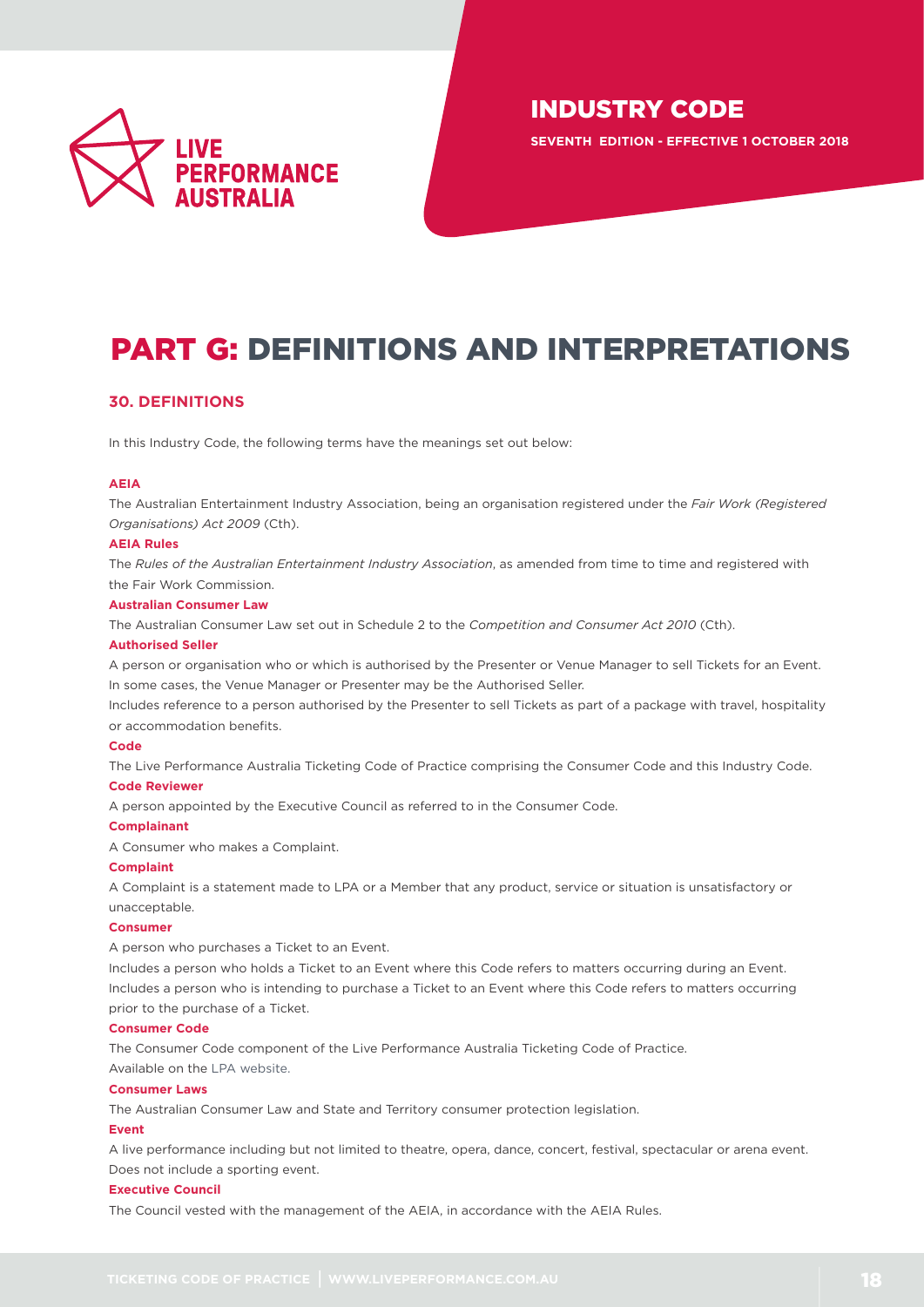# PART G: DEFINITIONS AND INTERPRETATIONS

## 30. DEFINITIONS

In this Industry Code, the following terms have the meanings set out below:

**AEIA**

The Australian Entertainment Industry Association, being an organisation registered under the *Fair Work (Registered Organisations) Act 2009* (Cth).

**AEIA Rules**

The *Rules of the Australian Entertainment Industry Association*, as amended from time to time and registered with the Fair Work Commission.

**Australian Consumer Law**

The Australian Consumer Law set out in Schedule 2 to the *Competition and Consumer Act 2010* (Cth).

**Authorised Seller**

A person or organisation who or which is authorised by the Presenter or Venue Manager to sell Tickets for an Event. In some cases, the Venue Manager or Presenter may be the Authorised Seller.

Includes reference to a person authorised by the Presenter to sell Tickets as part of a package with travel, hospitality or accommodation benefits.

**Code**

The Live Performance Australia Ticketing Code of Practice comprising the Consumer Code and this Industry Code.

**Code Reviewer**

A person appointed by the Executive Council as referred to in the Consumer Code.

**Complainant**

A Consumer who makes a Complaint.

**Complaint**

A Complaint is a statement made to LPA or a Member that any product, service or situation is unsatisfactory or unacceptable.

**Consumer**

A person who purchases a Ticket to an Event.

Includes a person who holds a Ticket to an Event where this Code refers to matters occurring during an Event.

Includes a person who is intending to purchase a Ticket to an Event where this Code refers to matters occurring prior to the purchase of a Ticket.

**Consumer Code**

The Consumer Code component of the Live Performance Australia Ticketing Code of Practice.

Available on the LPA website.

**Consumer Laws**

The Australian Consumer Law and State and Territory consumer protection legislation.

**Event**

A live performance including but not limited to theatre, opera, dance, concert, festival, spectacular or arena event. Does not include a sporting event.

**Executive Council**

The Council vested with the management of the AEIA, in accordance with the AEIA Rules.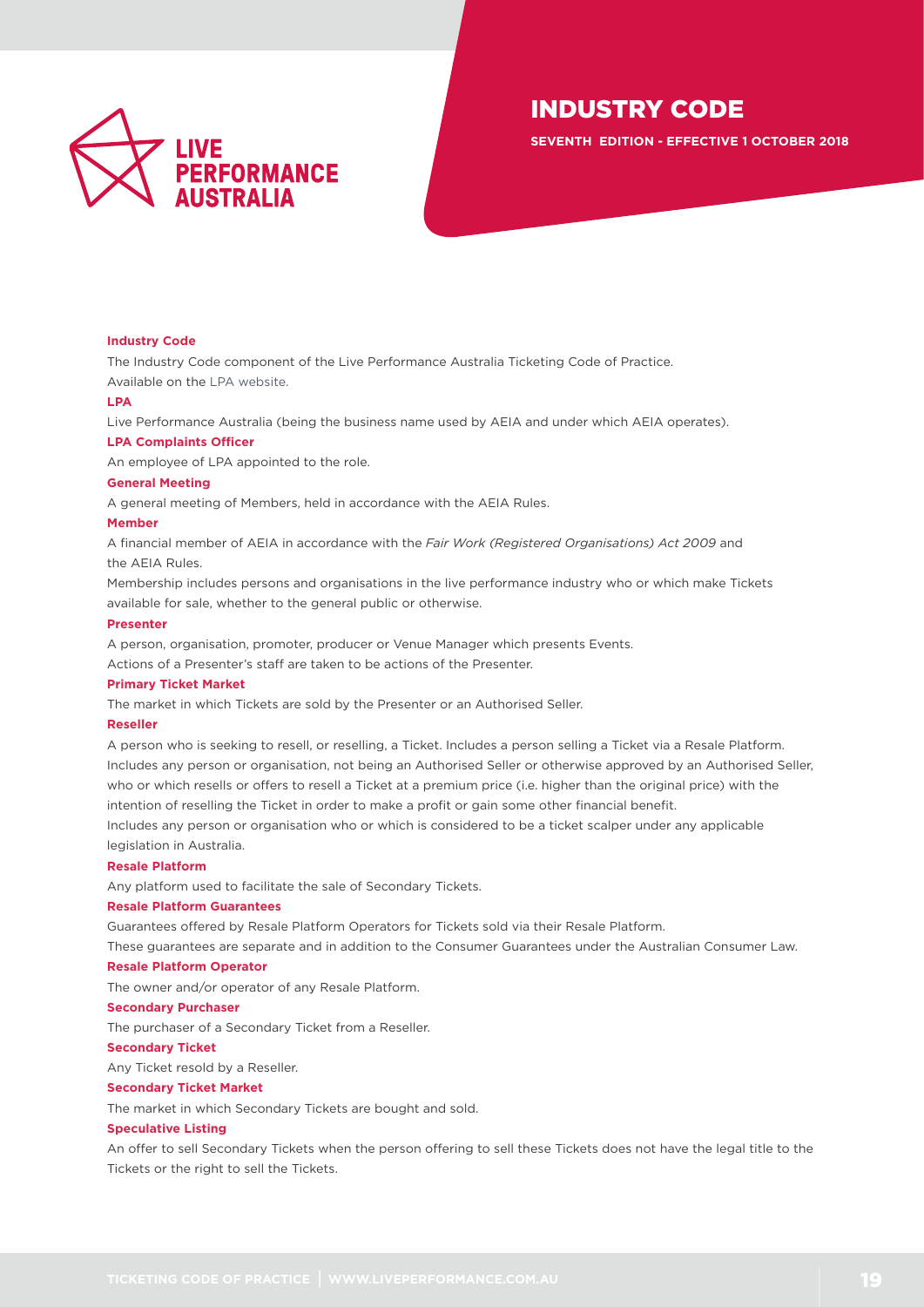**Industry Code**

The Industry Code component of the Live Performance Australia Ticketing Code of Practice.
Available on the LPA website.

**LPA**

Live Performance Australia (being the business name used by AEIA and under which AEIA operates).

**LPA Complaints Officer**

An employee of LPA appointed to the role.

**General Meeting**

A general meeting of Members, held in accordance with the AEIA Rules.

**Member**

A financial member of AEIA in accordance with the *Fair Work (Registered Organisations) Act 2009* and the AEIA Rules.

Membership includes persons and organisations in the live performance industry who or which make Tickets available for sale, whether to the general public or otherwise.

**Presenter**

A person, organisation, promoter, producer or Venue Manager which presents Events.

Actions of a Presenter's staff are taken to be actions of the Presenter.

**Primary Ticket Market**

The market in which Tickets are sold by the Presenter or an Authorised Seller.

**Reseller**

A person who is seeking to resell, or reselling, a Ticket. Includes a person selling a Ticket via a Resale Platform.
Includes any person or organisation, not being an Authorised Seller or otherwise approved by an Authorised Seller, who or which resells or offers to resell a Ticket at a premium price (i.e. higher than the original price) with the intention of reselling the Ticket in order to make a profit or gain some other financial benefit.

Includes any person or organisation who or which is considered to be a ticket scalper under any applicable legislation in Australia.

**Resale Platform**

Any platform used to facilitate the sale of Secondary Tickets.

**Resale Platform Guarantees**

Guarantees offered by Resale Platform Operators for Tickets sold via their Resale Platform.

These guarantees are separate and in addition to the Consumer Guarantees under the Australian Consumer Law.

**Resale Platform Operator**

The owner and/or operator of any Resale Platform.

**Secondary Purchaser**

The purchaser of a Secondary Ticket from a Reseller.

**Secondary Ticket**

Any Ticket resold by a Reseller.

**Secondary Ticket Market**

The market in which Secondary Tickets are bought and sold.

**Speculative Listing**

An offer to sell Secondary Tickets when the person offering to sell these Tickets does not have the legal title to the Tickets or the right to sell the Tickets.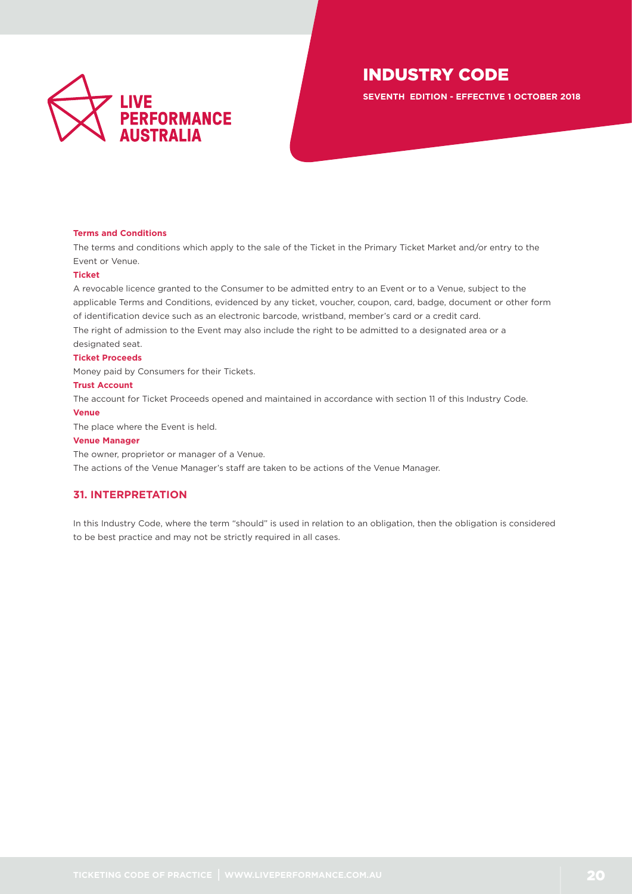**Terms and Conditions**

The terms and conditions which apply to the sale of the Ticket in the Primary Ticket Market and/or entry to the Event or Venue.

**Ticket**

A revocable licence granted to the Consumer to be admitted entry to an Event or to a Venue, subject to the applicable Terms and Conditions, evidenced by any ticket, voucher, coupon, card, badge, document or other form of identification device such as an electronic barcode, wristband, member's card or a credit card.

The right of admission to the Event may also include the right to be admitted to a designated area or a designated seat.

**Ticket Proceeds**

Money paid by Consumers for their Tickets.

**Trust Account**

The account for Ticket Proceeds opened and maintained in accordance with section 11 of this Industry Code.

**Venue**

The place where the Event is held.

**Venue Manager**

The owner, proprietor or manager of a Venue.

The actions of the Venue Manager's staff are taken to be actions of the Venue Manager.

## 31. INTERPRETATION

In this Industry Code, where the term "should" is used in relation to an obligation, then the obligation is considered to be best practice and may not be strictly required in all cases.